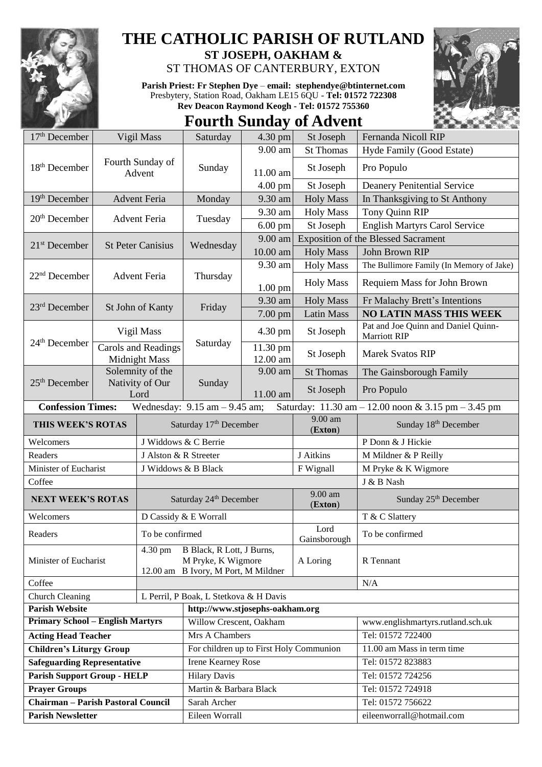# THE CATHOLIC PARISH OF RUTLAND

**ST JOSEPH, OAKHAM &**

ST THOMAS OF CANTERBURY, EXTON

**Parish Priest: Fr Stephen Dye** – **email: stephendye@btinternet.com**
Presbytery, Station Road, Oakham LE15 6QU - **Tel: 01572 722308**
**Rev Deacon Raymond Keogh - Tel: 01572 755360**

## Fourth Sunday of Advent

| | | | | | |
|---|---|---|---|---|---|
| 17th December | Vigil Mass | Saturday | 4.30 pm | St Joseph | Fernanda Nicoll RIP |
| 18th December | Fourth Sunday of Advent | Sunday | 9.00 am | St Thomas | Hyde Family (Good Estate) |
| | | | 11.00 am | St Joseph | Pro Populo |
| | | | 4.00 pm | St Joseph | Deanery Penitential Service |
| 19th December | Advent Feria | Monday | 9.30 am | Holy Mass | In Thanksgiving to St Anthony |
| 20th December | Advent Feria | Tuesday | 9.30 am | Holy Mass | Tony Quinn RIP |
| | | | 6.00 pm | St Joseph | English Martyrs Carol Service |
| 21st December | St Peter Canisius | Wednesday | 9.00 am | Exposition of the Blessed Sacrament | |
| | | | 10.00 am | Holy Mass | John Brown RIP |
| 22nd December | Advent Feria | Thursday | 9.30 am | Holy Mass | The Bullimore Family (In Memory of Jake) |
| | | | 1.00 pm | Holy Mass | Requiem Mass for John Brown |
| 23rd December | St John of Kanty | Friday | 9.30 am | Holy Mass | Fr Malachy Brett's Intentions |
| | | | 7.00 pm | Latin Mass | **NO LATIN MASS THIS WEEK** |
| 24th December | Vigil Mass | Saturday | 4.30 pm | St Joseph | Pat and Joe Quinn and Daniel Quinn-Marriott RIP |
| | Carols and Readings Midnight Mass | | 11.30 pm 12.00 am | St Joseph | Marek Svatos RIP |
| 25th December | Solemnity of the Nativity of Our Lord | Sunday | 9.00 am | St Thomas | The Gainsborough Family |
| | | | 11.00 am | St Joseph | Pro Populo |

**Confession Times:** Wednesday: 9.15 am – 9.45 am; Saturday: 11.30 am – 12.00 noon & 3.15 pm – 3.45 pm

| **THIS WEEK'S ROTAS** | Saturday 17th December | 9.00 am (**Exton**) | Sunday 18th December |
|---|---|---|---|
| Welcomers | J Widdows & C Berrie | | P Donn & J Hickie |
| Readers | J Alston & R Streeter | J Aitkins | M Mildner & P Reilly |
| Minister of Eucharist | J Widdows & B Black | F Wignall | M Pryke & K Wigmore |
| Coffee | | | J & B Nash |
| **NEXT WEEK'S ROTAS** | Saturday 24th December | 9.00 am (**Exton**) | Sunday 25th December |
| Welcomers | D Cassidy & E Worrall | | T & C Slattery |
| Readers | To be confirmed | Lord Gainsborough | To be confirmed |
| Minister of Eucharist | 4.30 pm B Black, R Lott, J Burns, M Pryke, K Wigmore; 12.00 am B Ivory, M Port, M Mildner | A Loring | R Tennant |
| Coffee | | | N/A |
| Church Cleaning | L Perril, P Boak, L Stetkova & H Davis | | |

| | | |
|---|---|---|
| **Parish Website** | http://www.stjosephs-oakham.org | |
| **Primary School – English Martyrs** | Willow Crescent, Oakham | www.englishmartyrs.rutland.sch.uk |
| **Acting Head Teacher** | Mrs A Chambers | Tel: 01572 722400 |
| **Children's Liturgy Group** | For children up to First Holy Communion | 11.00 am Mass in term time |
| **Safeguarding Representative** | Irene Kearney Rose | Tel: 01572 823883 |
| **Parish Support Group - HELP** | Hilary Davis | Tel: 01572 724256 |
| **Prayer Groups** | Martin & Barbara Black | Tel: 01572 724918 |
| **Chairman – Parish Pastoral Council** | Sarah Archer | Tel: 01572 756622 |
| **Parish Newsletter** | Eileen Worrall | eileenworrall@hotmail.com |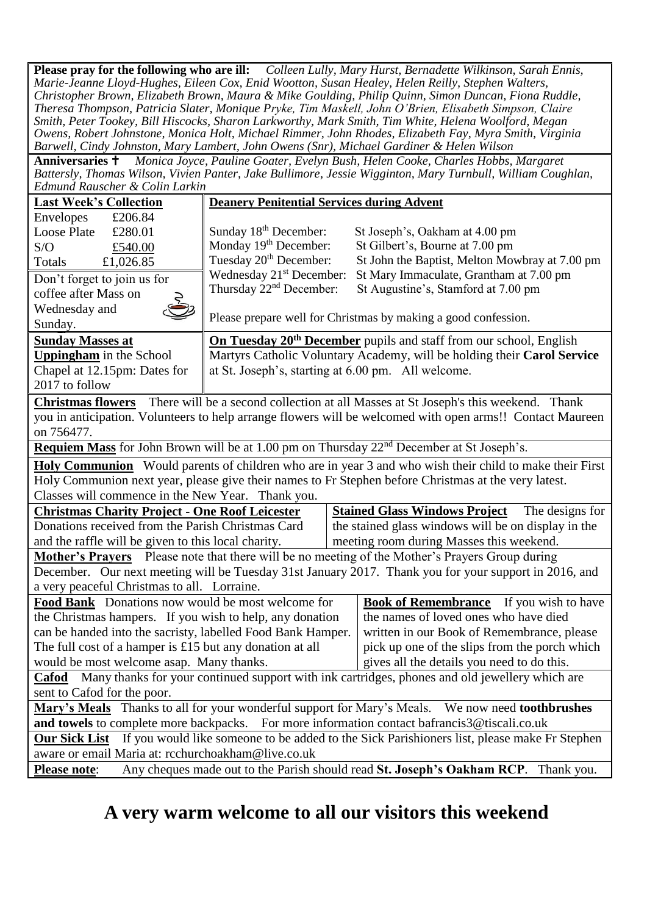**Please pray for the following who are ill:** *Colleen Lully, Mary Hurst, Bernadette Wilkinson, Sarah Ennis, Marie-Jeanne Lloyd-Hughes, Eileen Cox, Enid Wootton, Susan Healey, Helen Reilly, Stephen Walters, Christopher Brown, Elizabeth Brown, Maura & Mike Goulding, Philip Quinn, Simon Duncan, Fiona Ruddle, Theresa Thompson, Patricia Slater, Monique Pryke, Tim Maskell, John O'Brien, Elisabeth Simpson, Claire Smith, Peter Tookey, Bill Hiscocks, Sharon Larkworthy, Mark Smith, Tim White, Helena Woolford, Megan Owens, Robert Johnstone, Monica Holt, Michael Rimmer, John Rhodes, Elizabeth Fay, Myra Smith, Virginia Barwell, Cindy Johnston, Mary Lambert, John Owens (Snr), Michael Gardiner & Helen Wilson*

**Anniversaries ✝** *Monica Joyce, Pauline Goater, Evelyn Bush, Helen Cooke, Charles Hobbs, Margaret Battersly, Thomas Wilson, Vivien Panter, Jake Bullimore, Jessie Wigginton, Mary Turnbull, William Coughlan, Edmund Rauscher & Colin Larkin*

**Last Week's Collection**

| | |
|---|---|
| Envelopes | £206.84 |
| Loose Plate | £280.01 |
| S/O | £540.00 |
| Totals | £1,026.85 |

Don't forget to join us for coffee after Mass on Wednesday and Sunday.

**Deanery Penitential Services during Advent**

| | |
|---|---|
| Sunday 18th December: | St Joseph's, Oakham at 4.00 pm |
| Monday 19th December: | St Gilbert's, Bourne at 7.00 pm |
| Tuesday 20th December: | St John the Baptist, Melton Mowbray at 7.00 pm |
| Wednesday 21st December: | St Mary Immaculate, Grantham at 7.00 pm |
| Thursday 22nd December: | St Augustine's, Stamford at 7.00 pm |

Please prepare well for Christmas by making a good confession.

**Sunday Masses at Uppingham** in the School Chapel at 12.15pm: Dates for 2017 to follow

**On Tuesday 20th December** pupils and staff from our school, English Martyrs Catholic Voluntary Academy, will be holding their **Carol Service** at St. Joseph's, starting at 6.00 pm. All welcome.

**Christmas flowers** There will be a second collection at all Masses at St Joseph's this weekend. Thank you in anticipation. Volunteers to help arrange flowers will be welcomed with open arms!! Contact Maureen on 756477.

**Requiem Mass** for John Brown will be at 1.00 pm on Thursday 22nd December at St Joseph's.

**Holy Communion** Would parents of children who are in year 3 and who wish their child to make their First Holy Communion next year, please give their names to Fr Stephen before Christmas at the very latest. Classes will commence in the New Year. Thank you.

**Christmas Charity Project - One Roof Leicester** Donations received from the Parish Christmas Card and the raffle will be given to this local charity.

**Stained Glass Windows Project** The designs for the stained glass windows will be on display in the meeting room during Masses this weekend.

**Mother's Prayers** Please note that there will be no meeting of the Mother's Prayers Group during December. Our next meeting will be Tuesday 31st January 2017. Thank you for your support in 2016, and a very peaceful Christmas to all. Lorraine.

**Food Bank** Donations now would be most welcome for the Christmas hampers. If you wish to help, any donation can be handed into the sacristy, labelled Food Bank Hamper. The full cost of a hamper is £15 but any donation at all would be most welcome asap. Many thanks.

**Book of Remembrance** If you wish to have the names of loved ones who have died written in our Book of Remembrance, please pick up one of the slips from the porch which gives all the details you need to do this.

**Cafod** Many thanks for your continued support with ink cartridges, phones and old jewellery which are sent to Cafod for the poor.

**Mary's Meals** Thanks to all for your wonderful support for Mary's Meals. We now need **toothbrushes and towels** to complete more backpacks. For more information contact bafrancis3@tiscali.co.uk

**Our Sick List** If you would like someone to be added to the Sick Parishioners list, please make Fr Stephen aware or email Maria at: rcchurchoakham@live.co.uk

**Please note**: Any cheques made out to the Parish should read **St. Joseph's Oakham RCP**. Thank you.

# A very warm welcome to all our visitors this weekend